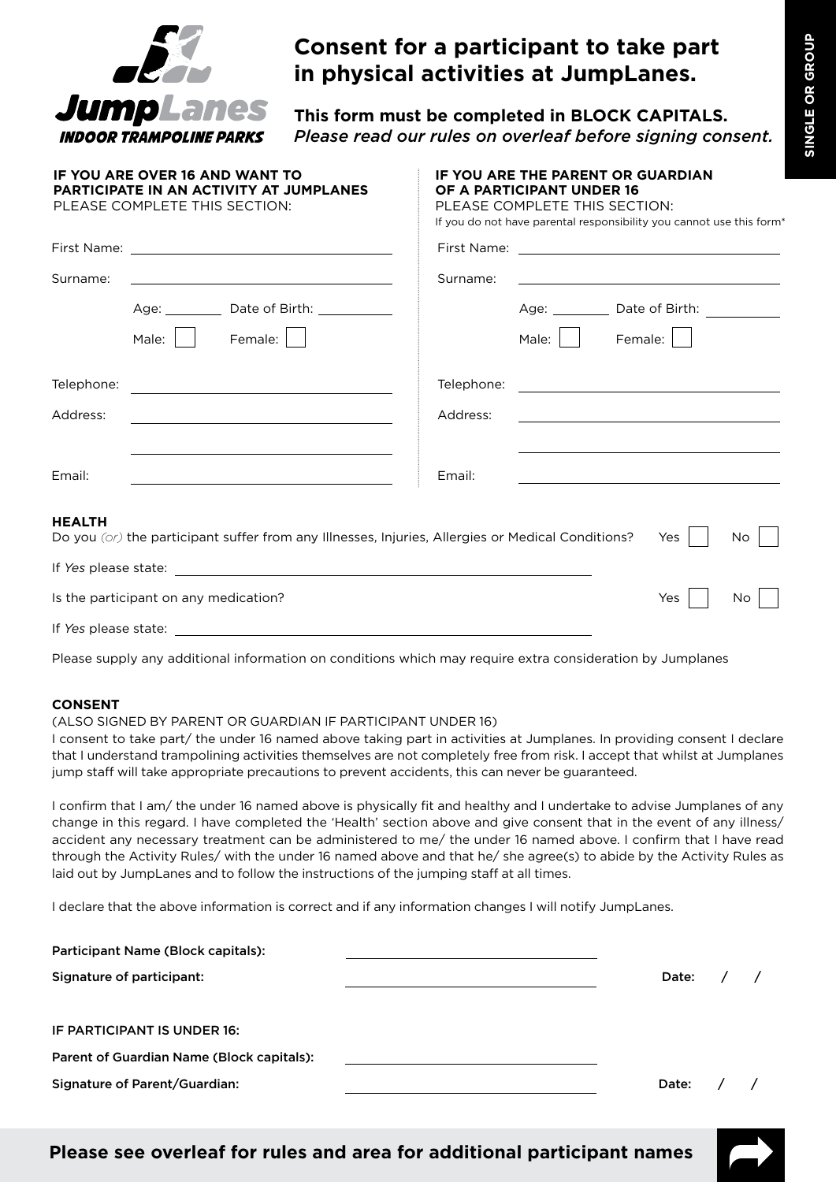JumpLanes
INDOOR TRAMPOLINE PARKS

# Consent for a participant to take part in physical activities at JumpLanes.

**This form must be completed in BLOCK CAPITALS.**
*Please read our rules on overleaf before signing consent.*

SINGLE OR GROUP

**IF YOU ARE OVER 16 AND WANT TO PARTICIPATE IN AN ACTIVITY AT JUMPLANES**
PLEASE COMPLETE THIS SECTION:

First Name: ______________________

Surname: ______________________

Age: ________ Date of Birth: __________

Male: ☐ Female: ☐

Telephone: ______________________

Address: ______________________

______________________

Email: ______________________

**IF YOU ARE THE PARENT OR GUARDIAN OF A PARTICIPANT UNDER 16**
PLEASE COMPLETE THIS SECTION:
If you do not have parental responsibility you cannot use this form*

First Name: ______________________

Surname: ______________________

Age: ________ Date of Birth: __________

Male: ☐ Female: ☐

Telephone: ______________________

Address: ______________________

______________________

Email: ______________________

**HEALTH**

Do you *(or)* the participant suffer from any Illnesses, Injuries, Allergies or Medical Conditions? Yes ☐ No ☐

If *Yes* please state: ______________________

Is the participant on any medication? Yes ☐ No ☐

If *Yes* please state: ______________________

Please supply any additional information on conditions which may require extra consideration by Jumplanes

**CONSENT**

(ALSO SIGNED BY PARENT OR GUARDIAN IF PARTICIPANT UNDER 16)

I consent to take part/ the under 16 named above taking part in activities at Jumplanes. In providing consent I declare that I understand trampolining activities themselves are not completely free from risk. I accept that whilst at Jumplanes jump staff will take appropriate precautions to prevent accidents, this can never be guaranteed.

I confirm that I am/ the under 16 named above is physically fit and healthy and I undertake to advise Jumplanes of any change in this regard. I have completed the 'Health' section above and give consent that in the event of any illness/ accident any necessary treatment can be administered to me/ the under 16 named above. I confirm that I have read through the Activity Rules/ with the under 16 named above and that he/ she agree(s) to abide by the Activity Rules as laid out by JumpLanes and to follow the instructions of the jumping staff at all times.

I declare that the above information is correct and if any information changes I will notify JumpLanes.

Participant Name (Block capitals): ______________________

Signature of participant: ______________________ Date: / /

IF PARTICIPANT IS UNDER 16:

Parent of Guardian Name (Block capitals): ______________________

Signature of Parent/Guardian: ______________________ Date: / /

**Please see overleaf for rules and area for additional participant names**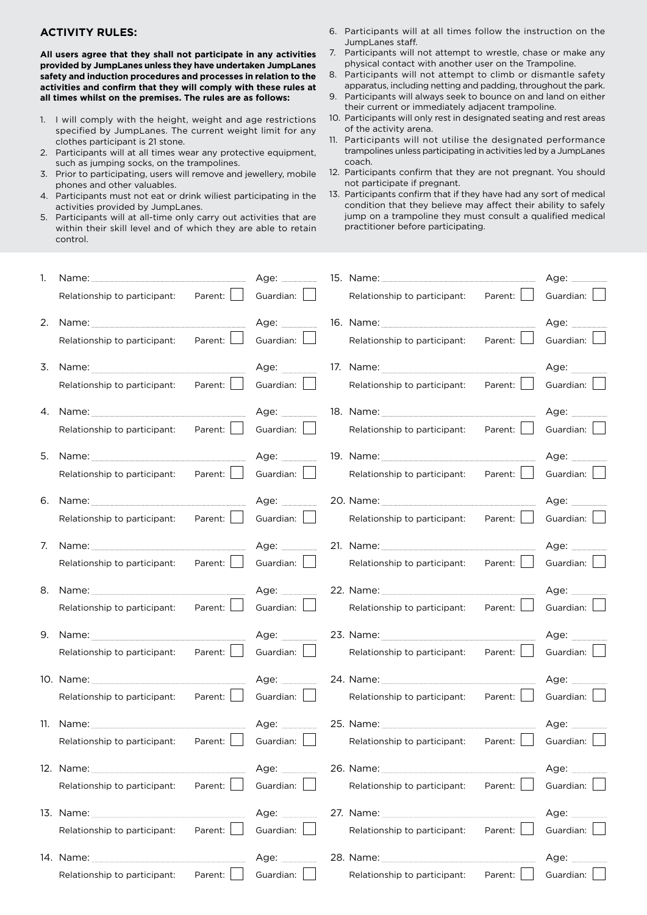### ACTIVITY RULES:

**All users agree that they shall not participate in any activities provided by JumpLanes unless they have undertaken JumpLanes safety and induction procedures and processes in relation to the activities and confirm that they will comply with these rules at all times whilst on the premises. The rules are as follows:**

1. I will comply with the height, weight and age restrictions specified by JumpLanes. The current weight limit for any clothes participant is 21 stone.
2. Participants will at all times wear any protective equipment, such as jumping socks, on the trampolines.
3. Prior to participating, users will remove and jewellery, mobile phones and other valuables.
4. Participants must not eat or drink wiliest participating in the activities provided by JumpLanes.
5. Participants will at all-time only carry out activities that are within their skill level and of which they are able to retain control.
6. Participants will at all times follow the instruction on the JumpLanes staff.
7. Participants will not attempt to wrestle, chase or make any physical contact with another user on the Trampoline.
8. Participants will not attempt to climb or dismantle safety apparatus, including netting and padding, throughout the park.
9. Participants will always seek to bounce on and land on either their current or immediately adjacent trampoline.
10. Participants will only rest in designated seating and rest areas of the activity arena.
11. Participants will not utilise the designated performance trampolines unless participating in activities led by a JumpLanes coach.
12. Participants confirm that they are not pregnant. You should not participate if pregnant.
13. Participants confirm that if they have had any sort of medical condition that they believe may affect their ability to safely jump on a trampoline they must consult a qualified medical practitioner before participating.

1. Name: ______________________ Age: ______
Relationship to participant: Parent: ☐ Guardian: ☐

2. Name: ______________________ Age: ______
Relationship to participant: Parent: ☐ Guardian: ☐

3. Name: ______________________ Age: ______
Relationship to participant: Parent: ☐ Guardian: ☐

4. Name: ______________________ Age: ______
Relationship to participant: Parent: ☐ Guardian: ☐

5. Name: ______________________ Age: ______
Relationship to participant: Parent: ☐ Guardian: ☐

6. Name: ______________________ Age: ______
Relationship to participant: Parent: ☐ Guardian: ☐

7. Name: ______________________ Age: ______
Relationship to participant: Parent: ☐ Guardian: ☐

8. Name: ______________________ Age: ______
Relationship to participant: Parent: ☐ Guardian: ☐

9. Name: ______________________ Age: ______
Relationship to participant: Parent: ☐ Guardian: ☐

10. Name: ______________________ Age: ______
Relationship to participant: Parent: ☐ Guardian: ☐

11. Name: ______________________ Age: ______
Relationship to participant: Parent: ☐ Guardian: ☐

12. Name: ______________________ Age: ______
Relationship to participant: Parent: ☐ Guardian: ☐

13. Name: ______________________ Age: ______
Relationship to participant: Parent: ☐ Guardian: ☐

14. Name: ______________________ Age: ______
Relationship to participant: Parent: ☐ Guardian: ☐

15. Name: ______________________ Age: ______
Relationship to participant: Parent: ☐ Guardian: ☐

16. Name: ______________________ Age: ______
Relationship to participant: Parent: ☐ Guardian: ☐

17. Name: ______________________ Age: ______
Relationship to participant: Parent: ☐ Guardian: ☐

18. Name: ______________________ Age: ______
Relationship to participant: Parent: ☐ Guardian: ☐

19. Name: ______________________ Age: ______
Relationship to participant: Parent: ☐ Guardian: ☐

20. Name: ______________________ Age: ______
Relationship to participant: Parent: ☐ Guardian: ☐

21. Name: ______________________ Age: ______
Relationship to participant: Parent: ☐ Guardian: ☐

22. Name: ______________________ Age: ______
Relationship to participant: Parent: ☐ Guardian: ☐

23. Name: ______________________ Age: ______
Relationship to participant: Parent: ☐ Guardian: ☐

24. Name: ______________________ Age: ______
Relationship to participant: Parent: ☐ Guardian: ☐

25. Name: ______________________ Age: ______
Relationship to participant: Parent: ☐ Guardian: ☐

26. Name: ______________________ Age: ______
Relationship to participant: Parent: ☐ Guardian: ☐

27. Name: ______________________ Age: ______
Relationship to participant: Parent: ☐ Guardian: ☐

28. Name: ______________________ Age: ______
Relationship to participant: Parent: ☐ Guardian: ☐